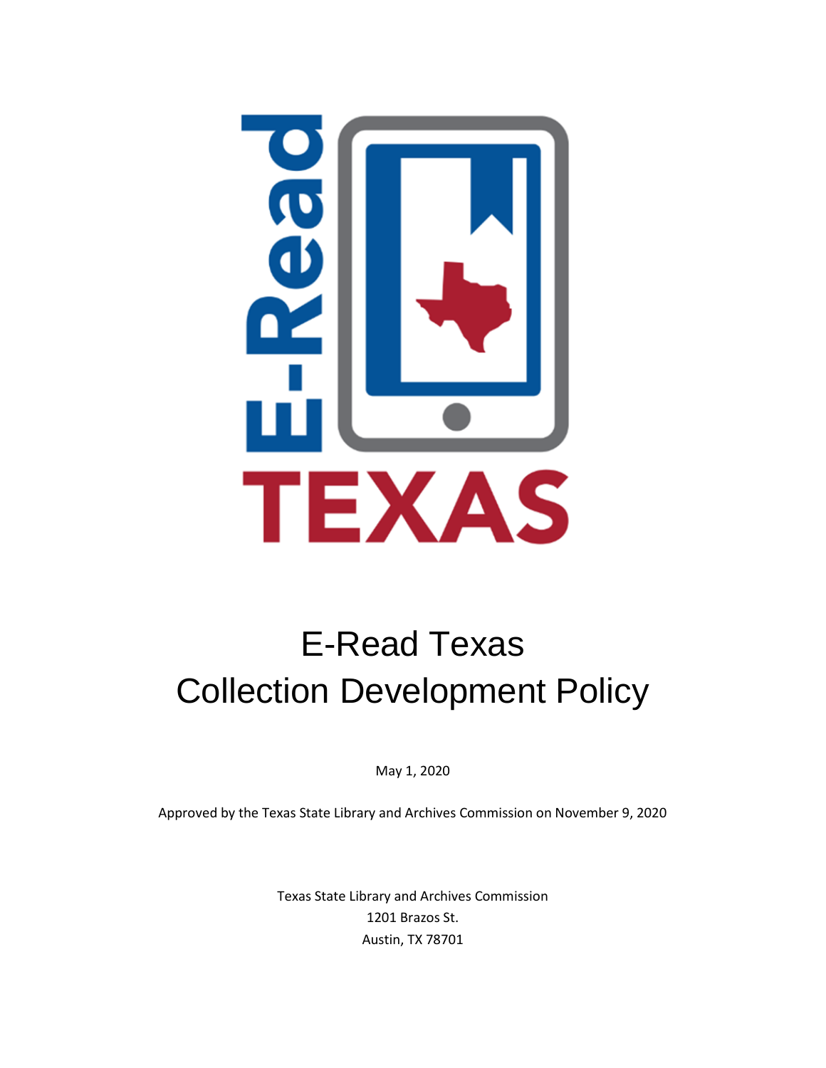# E-Read Texas Collection Development Policy

May 1, 2020

Approved by the Texas State Library and Archives Commission on November 9, 2020

Texas State Library and Archives Commission
1201 Brazos St.
Austin, TX 78701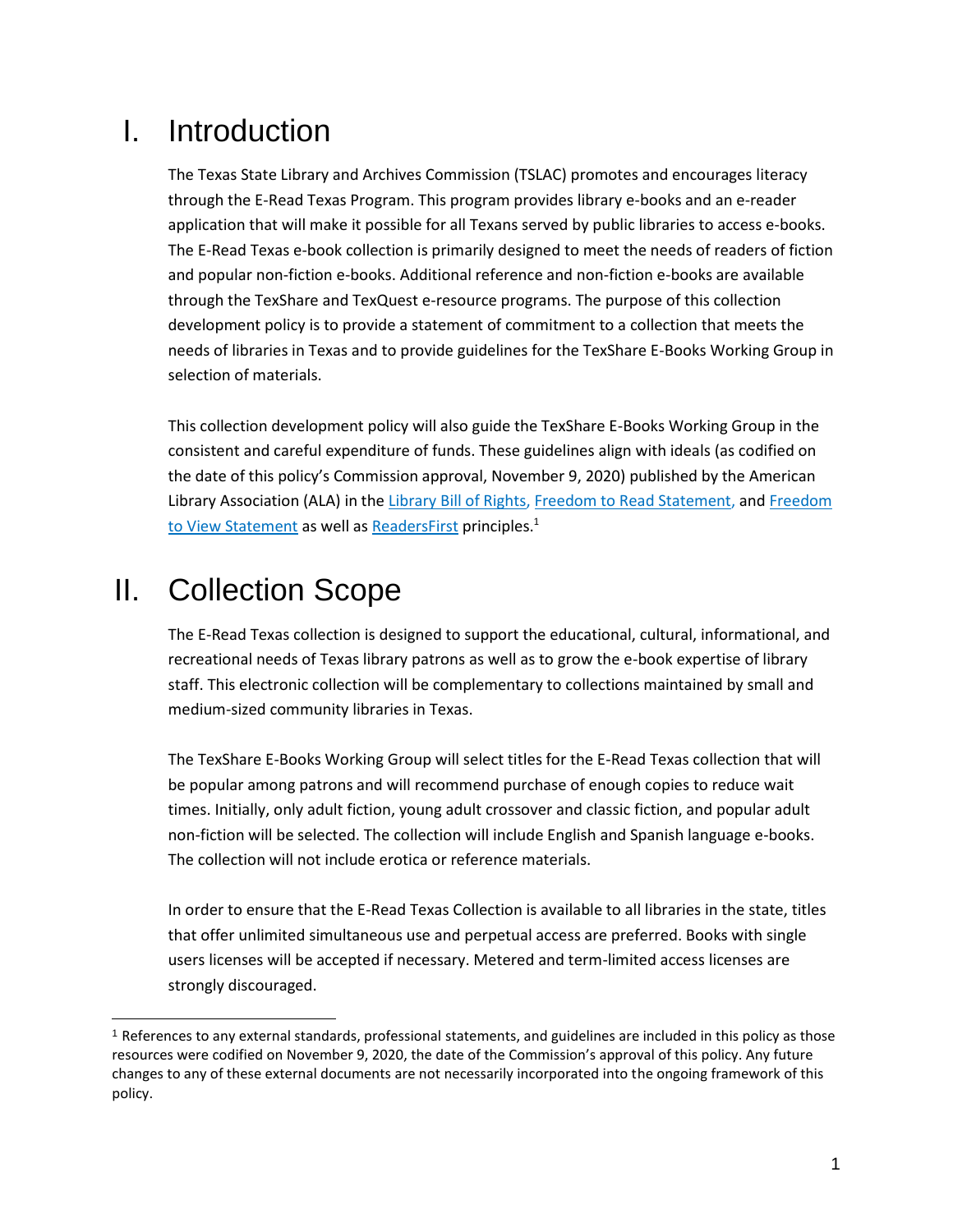# I. Introduction

The Texas State Library and Archives Commission (TSLAC) promotes and encourages literacy through the E-Read Texas Program. This program provides library e-books and an e-reader application that will make it possible for all Texans served by public libraries to access e-books. The E-Read Texas e-book collection is primarily designed to meet the needs of readers of fiction and popular non-fiction e-books. Additional reference and non-fiction e-books are available through the TexShare and TexQuest e-resource programs. The purpose of this collection development policy is to provide a statement of commitment to a collection that meets the needs of libraries in Texas and to provide guidelines for the TexShare E-Books Working Group in selection of materials.

This collection development policy will also guide the TexShare E-Books Working Group in the consistent and careful expenditure of funds. These guidelines align with ideals (as codified on the date of this policy's Commission approval, November 9, 2020) published by the American Library Association (ALA) in the Library Bill of Rights, Freedom to Read Statement, and Freedom to View Statement as well as ReadersFirst principles.[1]

# II. Collection Scope

The E-Read Texas collection is designed to support the educational, cultural, informational, and recreational needs of Texas library patrons as well as to grow the e-book expertise of library staff. This electronic collection will be complementary to collections maintained by small and medium-sized community libraries in Texas.

The TexShare E-Books Working Group will select titles for the E-Read Texas collection that will be popular among patrons and will recommend purchase of enough copies to reduce wait times. Initially, only adult fiction, young adult crossover and classic fiction, and popular adult non-fiction will be selected. The collection will include English and Spanish language e-books. The collection will not include erotica or reference materials.

In order to ensure that the E-Read Texas Collection is available to all libraries in the state, titles that offer unlimited simultaneous use and perpetual access are preferred. Books with single users licenses will be accepted if necessary. Metered and term-limited access licenses are strongly discouraged.

[1] References to any external standards, professional statements, and guidelines are included in this policy as those resources were codified on November 9, 2020, the date of the Commission's approval of this policy. Any future changes to any of these external documents are not necessarily incorporated into the ongoing framework of this policy.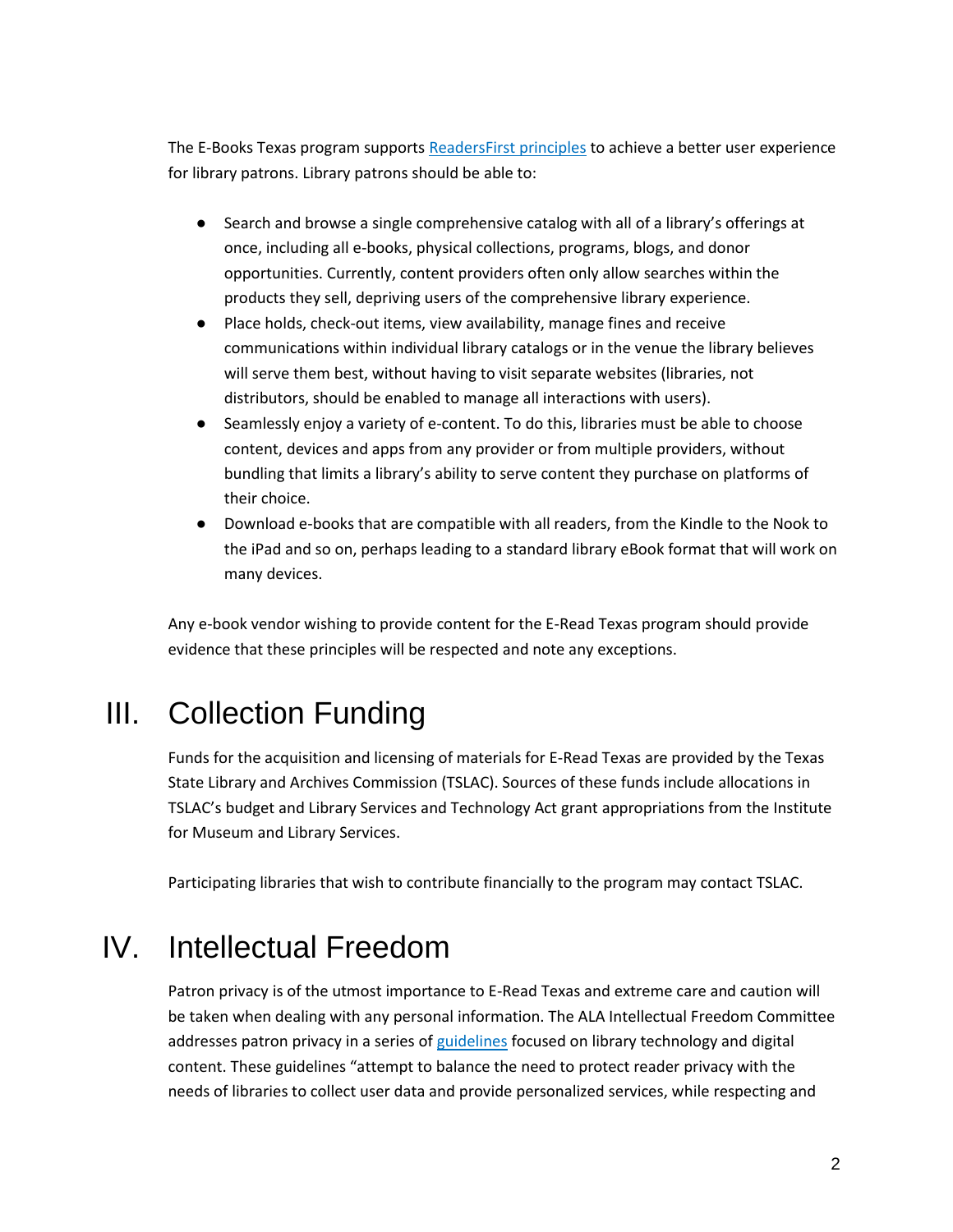The E-Books Texas program supports [ReadersFirst principles](#) to achieve a better user experience for library patrons. Library patrons should be able to:

- Search and browse a single comprehensive catalog with all of a library's offerings at once, including all e-books, physical collections, programs, blogs, and donor opportunities. Currently, content providers often only allow searches within the products they sell, depriving users of the comprehensive library experience.
- Place holds, check-out items, view availability, manage fines and receive communications within individual library catalogs or in the venue the library believes will serve them best, without having to visit separate websites (libraries, not distributors, should be enabled to manage all interactions with users).
- Seamlessly enjoy a variety of e-content. To do this, libraries must be able to choose content, devices and apps from any provider or from multiple providers, without bundling that limits a library's ability to serve content they purchase on platforms of their choice.
- Download e-books that are compatible with all readers, from the Kindle to the Nook to the iPad and so on, perhaps leading to a standard library eBook format that will work on many devices.

Any e-book vendor wishing to provide content for the E-Read Texas program should provide evidence that these principles will be respected and note any exceptions.

# III. Collection Funding

Funds for the acquisition and licensing of materials for E-Read Texas are provided by the Texas State Library and Archives Commission (TSLAC). Sources of these funds include allocations in TSLAC's budget and Library Services and Technology Act grant appropriations from the Institute for Museum and Library Services.

Participating libraries that wish to contribute financially to the program may contact TSLAC.

# IV. Intellectual Freedom

Patron privacy is of the utmost importance to E-Read Texas and extreme care and caution will be taken when dealing with any personal information. The ALA Intellectual Freedom Committee addresses patron privacy in a series of [guidelines](#) focused on library technology and digital content. These guidelines "attempt to balance the need to protect reader privacy with the needs of libraries to collect user data and provide personalized services, while respecting and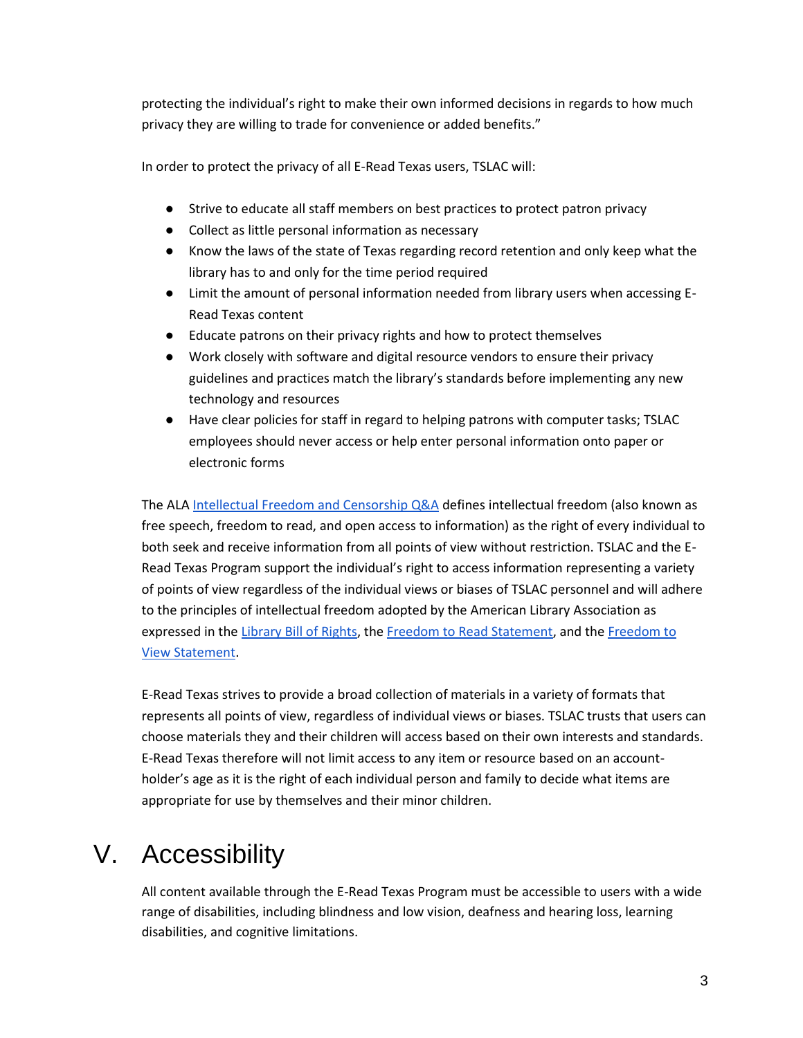protecting the individual's right to make their own informed decisions in regards to how much privacy they are willing to trade for convenience or added benefits."

In order to protect the privacy of all E-Read Texas users, TSLAC will:

- Strive to educate all staff members on best practices to protect patron privacy
- Collect as little personal information as necessary
- Know the laws of the state of Texas regarding record retention and only keep what the library has to and only for the time period required
- Limit the amount of personal information needed from library users when accessing E-Read Texas content
- Educate patrons on their privacy rights and how to protect themselves
- Work closely with software and digital resource vendors to ensure their privacy guidelines and practices match the library's standards before implementing any new technology and resources
- Have clear policies for staff in regard to helping patrons with computer tasks; TSLAC employees should never access or help enter personal information onto paper or electronic forms

The ALA Intellectual Freedom and Censorship Q&A defines intellectual freedom (also known as free speech, freedom to read, and open access to information) as the right of every individual to both seek and receive information from all points of view without restriction. TSLAC and the E-Read Texas Program support the individual's right to access information representing a variety of points of view regardless of the individual views or biases of TSLAC personnel and will adhere to the principles of intellectual freedom adopted by the American Library Association as expressed in the Library Bill of Rights, the Freedom to Read Statement, and the Freedom to View Statement.

E-Read Texas strives to provide a broad collection of materials in a variety of formats that represents all points of view, regardless of individual views or biases. TSLAC trusts that users can choose materials they and their children will access based on their own interests and standards. E-Read Texas therefore will not limit access to any item or resource based on an account-holder's age as it is the right of each individual person and family to decide what items are appropriate for use by themselves and their minor children.

# V. Accessibility

All content available through the E-Read Texas Program must be accessible to users with a wide range of disabilities, including blindness and low vision, deafness and hearing loss, learning disabilities, and cognitive limitations.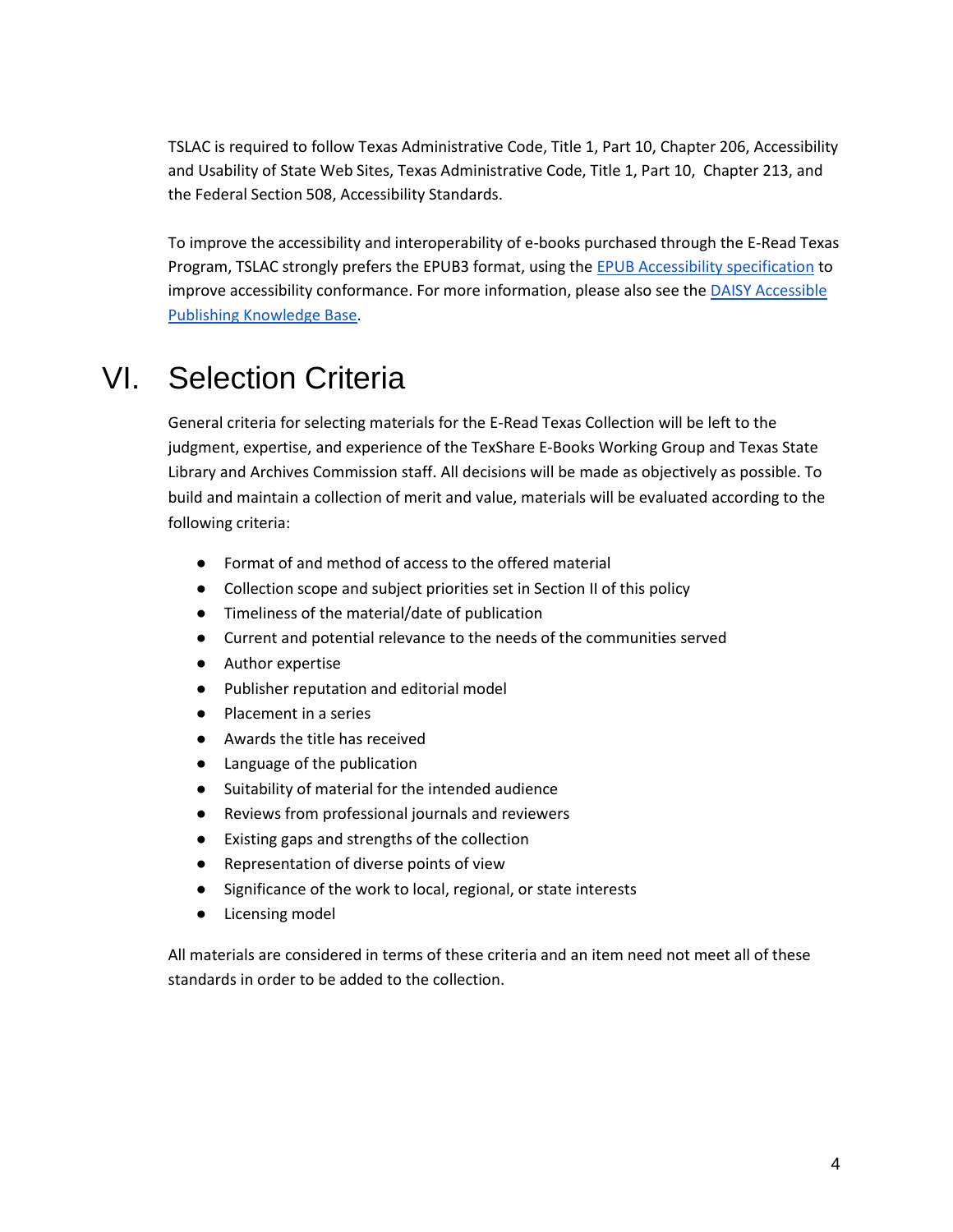TSLAC is required to follow Texas Administrative Code, Title 1, Part 10, Chapter 206, Accessibility and Usability of State Web Sites, Texas Administrative Code, Title 1, Part 10, Chapter 213, and the Federal Section 508, Accessibility Standards.

To improve the accessibility and interoperability of e-books purchased through the E-Read Texas Program, TSLAC strongly prefers the EPUB3 format, using the [EPUB Accessibility specification]() to improve accessibility conformance. For more information, please also see the [DAISY Accessible Publishing Knowledge Base]().

# VI. Selection Criteria

General criteria for selecting materials for the E-Read Texas Collection will be left to the judgment, expertise, and experience of the TexShare E-Books Working Group and Texas State Library and Archives Commission staff. All decisions will be made as objectively as possible. To build and maintain a collection of merit and value, materials will be evaluated according to the following criteria:

- Format of and method of access to the offered material
- Collection scope and subject priorities set in Section II of this policy
- Timeliness of the material/date of publication
- Current and potential relevance to the needs of the communities served
- Author expertise
- Publisher reputation and editorial model
- Placement in a series
- Awards the title has received
- Language of the publication
- Suitability of material for the intended audience
- Reviews from professional journals and reviewers
- Existing gaps and strengths of the collection
- Representation of diverse points of view
- Significance of the work to local, regional, or state interests
- Licensing model

All materials are considered in terms of these criteria and an item need not meet all of these standards in order to be added to the collection.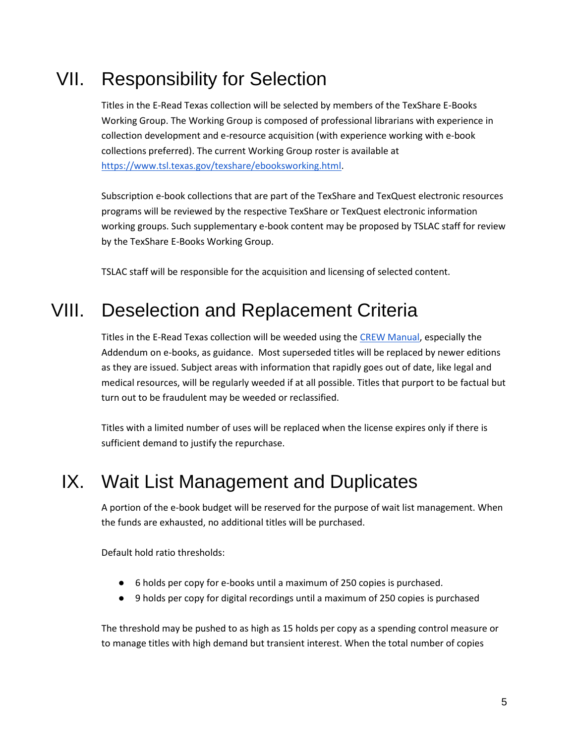# VII. Responsibility for Selection

Titles in the E-Read Texas collection will be selected by members of the TexShare E-Books Working Group. The Working Group is composed of professional librarians with experience in collection development and e-resource acquisition (with experience working with e-book collections preferred). The current Working Group roster is available at [https://www.tsl.texas.gov/texshare/ebooksworking.html](https://www.tsl.texas.gov/texshare/ebooksworking.html).

Subscription e-book collections that are part of the TexShare and TexQuest electronic resources programs will be reviewed by the respective TexShare or TexQuest electronic information working groups. Such supplementary e-book content may be proposed by TSLAC staff for review by the TexShare E-Books Working Group.

TSLAC staff will be responsible for the acquisition and licensing of selected content.

# VIII. Deselection and Replacement Criteria

Titles in the E-Read Texas collection will be weeded using the [CREW Manual](), especially the Addendum on e-books, as guidance. Most superseded titles will be replaced by newer editions as they are issued. Subject areas with information that rapidly goes out of date, like legal and medical resources, will be regularly weeded if at all possible. Titles that purport to be factual but turn out to be fraudulent may be weeded or reclassified.

Titles with a limited number of uses will be replaced when the license expires only if there is sufficient demand to justify the repurchase.

# IX. Wait List Management and Duplicates

A portion of the e-book budget will be reserved for the purpose of wait list management. When the funds are exhausted, no additional titles will be purchased.

Default hold ratio thresholds:

- 6 holds per copy for e-books until a maximum of 250 copies is purchased.
- 9 holds per copy for digital recordings until a maximum of 250 copies is purchased

The threshold may be pushed to as high as 15 holds per copy as a spending control measure or to manage titles with high demand but transient interest. When the total number of copies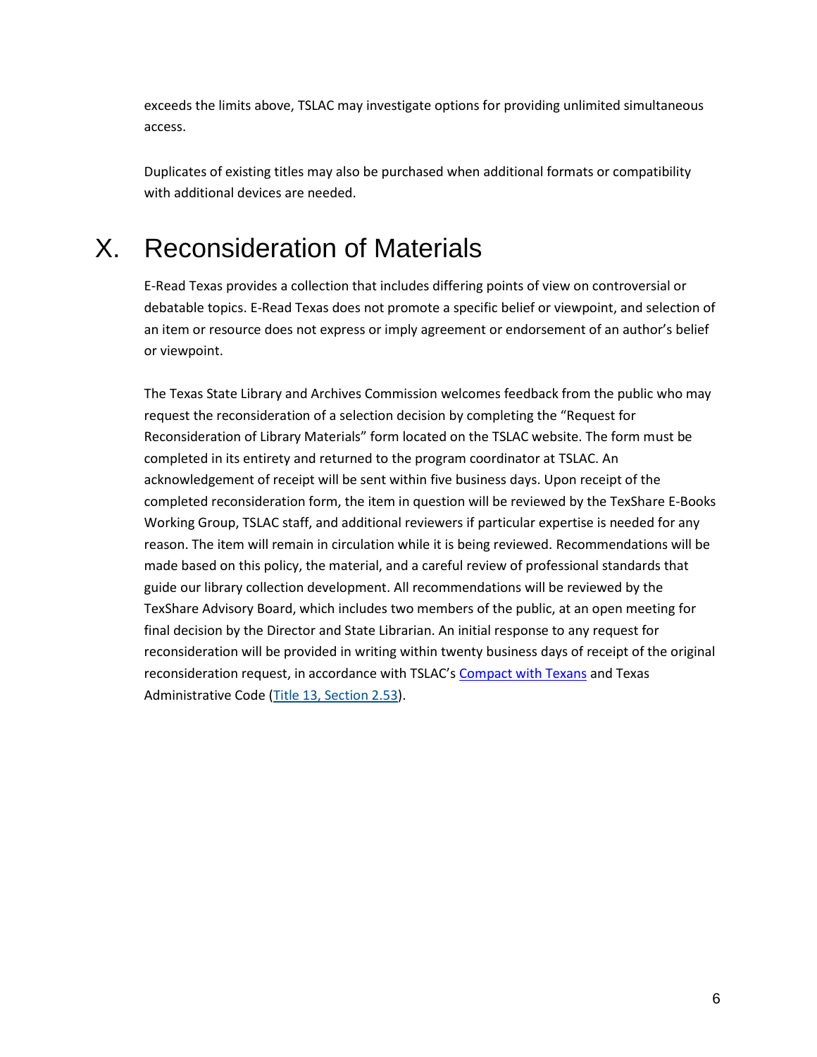exceeds the limits above, TSLAC may investigate options for providing unlimited simultaneous access.

Duplicates of existing titles may also be purchased when additional formats or compatibility with additional devices are needed.

# X. Reconsideration of Materials

E-Read Texas provides a collection that includes differing points of view on controversial or debatable topics. E-Read Texas does not promote a specific belief or viewpoint, and selection of an item or resource does not express or imply agreement or endorsement of an author's belief or viewpoint.

The Texas State Library and Archives Commission welcomes feedback from the public who may request the reconsideration of a selection decision by completing the "Request for Reconsideration of Library Materials" form located on the TSLAC website. The form must be completed in its entirety and returned to the program coordinator at TSLAC. An acknowledgement of receipt will be sent within five business days. Upon receipt of the completed reconsideration form, the item in question will be reviewed by the TexShare E-Books Working Group, TSLAC staff, and additional reviewers if particular expertise is needed for any reason. The item will remain in circulation while it is being reviewed. Recommendations will be made based on this policy, the material, and a careful review of professional standards that guide our library collection development. All recommendations will be reviewed by the TexShare Advisory Board, which includes two members of the public, at an open meeting for final decision by the Director and State Librarian. An initial response to any request for reconsideration will be provided in writing within twenty business days of receipt of the original reconsideration request, in accordance with TSLAC's Compact with Texans and Texas Administrative Code (Title 13, Section 2.53).